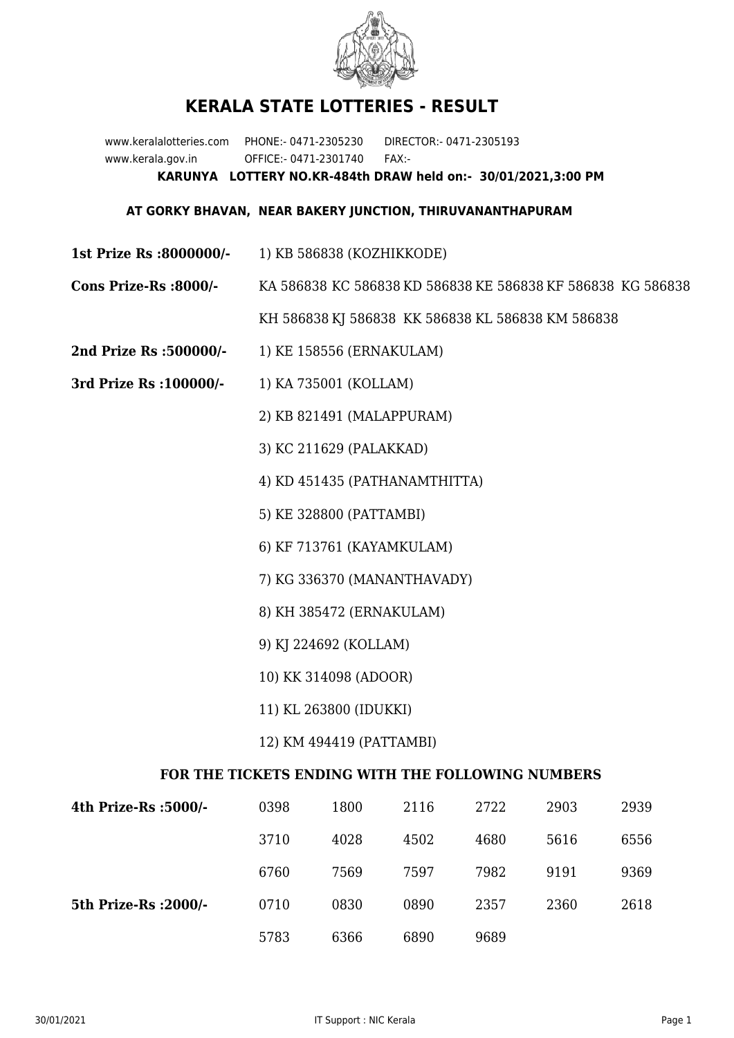# KERALA STATE LOTTERIES - RESULT

www.keralalotteries.com PHONE:- 0471-2305230 DIRECTOR:- 0471-2305193
www.kerala.gov.in OFFICE:- 0471-2301740 FAX:-

**KARUNYA LOTTERY NO.KR-484th DRAW held on:- 30/01/2021,3:00 PM**

**AT GORKY BHAVAN, NEAR BAKERY JUNCTION, THIRUVANANTHAPURAM**

**1st Prize Rs :8000000/-** 1) KB 586838 (KOZHIKKODE)

**Cons Prize-Rs :8000/-** KA 586838 KC 586838 KD 586838 KE 586838 KF 586838 KG 586838 KH 586838 KJ 586838 KK 586838 KL 586838 KM 586838

**2nd Prize Rs :500000/-** 1) KE 158556 (ERNAKULAM)

**3rd Prize Rs :100000/-**

1) KA 735001 (KOLLAM)
2) KB 821491 (MALAPPURAM)
3) KC 211629 (PALAKKAD)
4) KD 451435 (PATHANAMTHITTA)
5) KE 328800 (PATTAMBI)
6) KF 713761 (KAYAMKULAM)
7) KG 336370 (MANANTHAVADY)
8) KH 385472 (ERNAKULAM)
9) KJ 224692 (KOLLAM)
10) KK 314098 (ADOOR)
11) KL 263800 (IDUKKI)
12) KM 494419 (PATTAMBI)

### FOR THE TICKETS ENDING WITH THE FOLLOWING NUMBERS

| | | | | | | |
|---|---|---|---|---|---|---|
| **4th Prize-Rs :5000/-** | 0398 | 1800 | 2116 | 2722 | 2903 | 2939 |
| | 3710 | 4028 | 4502 | 4680 | 5616 | 6556 |
| | 6760 | 7569 | 7597 | 7982 | 9191 | 9369 |
| **5th Prize-Rs :2000/-** | 0710 | 0830 | 0890 | 2357 | 2360 | 2618 |
| | 5783 | 6366 | 6890 | 9689 | | |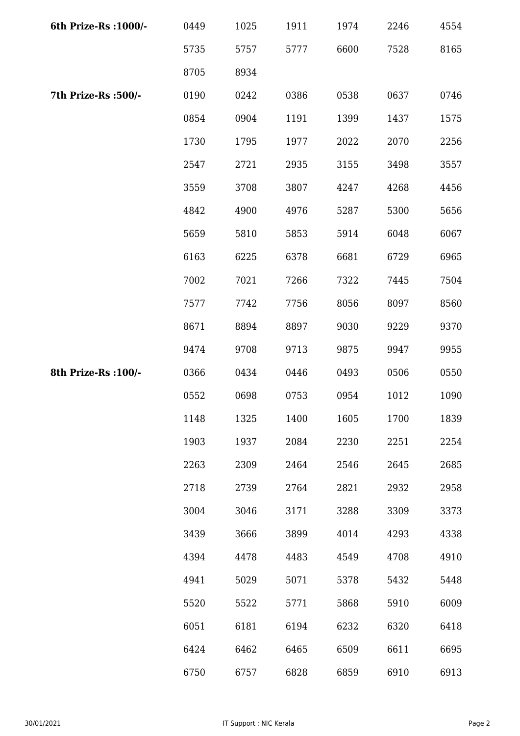| | | | | | | |
|---|---|---|---|---|---|---|
| **6th Prize-Rs :1000/-** | 0449 | 1025 | 1911 | 1974 | 2246 | 4554 |
| | 5735 | 5757 | 5777 | 6600 | 7528 | 8165 |
| | 8705 | 8934 | | | | |
| **7th Prize-Rs :500/-** | 0190 | 0242 | 0386 | 0538 | 0637 | 0746 |
| | 0854 | 0904 | 1191 | 1399 | 1437 | 1575 |
| | 1730 | 1795 | 1977 | 2022 | 2070 | 2256 |
| | 2547 | 2721 | 2935 | 3155 | 3498 | 3557 |
| | 3559 | 3708 | 3807 | 4247 | 4268 | 4456 |
| | 4842 | 4900 | 4976 | 5287 | 5300 | 5656 |
| | 5659 | 5810 | 5853 | 5914 | 6048 | 6067 |
| | 6163 | 6225 | 6378 | 6681 | 6729 | 6965 |
| | 7002 | 7021 | 7266 | 7322 | 7445 | 7504 |
| | 7577 | 7742 | 7756 | 8056 | 8097 | 8560 |
| | 8671 | 8894 | 8897 | 9030 | 9229 | 9370 |
| | 9474 | 9708 | 9713 | 9875 | 9947 | 9955 |
| **8th Prize-Rs :100/-** | 0366 | 0434 | 0446 | 0493 | 0506 | 0550 |
| | 0552 | 0698 | 0753 | 0954 | 1012 | 1090 |
| | 1148 | 1325 | 1400 | 1605 | 1700 | 1839 |
| | 1903 | 1937 | 2084 | 2230 | 2251 | 2254 |
| | 2263 | 2309 | 2464 | 2546 | 2645 | 2685 |
| | 2718 | 2739 | 2764 | 2821 | 2932 | 2958 |
| | 3004 | 3046 | 3171 | 3288 | 3309 | 3373 |
| | 3439 | 3666 | 3899 | 4014 | 4293 | 4338 |
| | 4394 | 4478 | 4483 | 4549 | 4708 | 4910 |
| | 4941 | 5029 | 5071 | 5378 | 5432 | 5448 |
| | 5520 | 5522 | 5771 | 5868 | 5910 | 6009 |
| | 6051 | 6181 | 6194 | 6232 | 6320 | 6418 |
| | 6424 | 6462 | 6465 | 6509 | 6611 | 6695 |
| | 6750 | 6757 | 6828 | 6859 | 6910 | 6913 |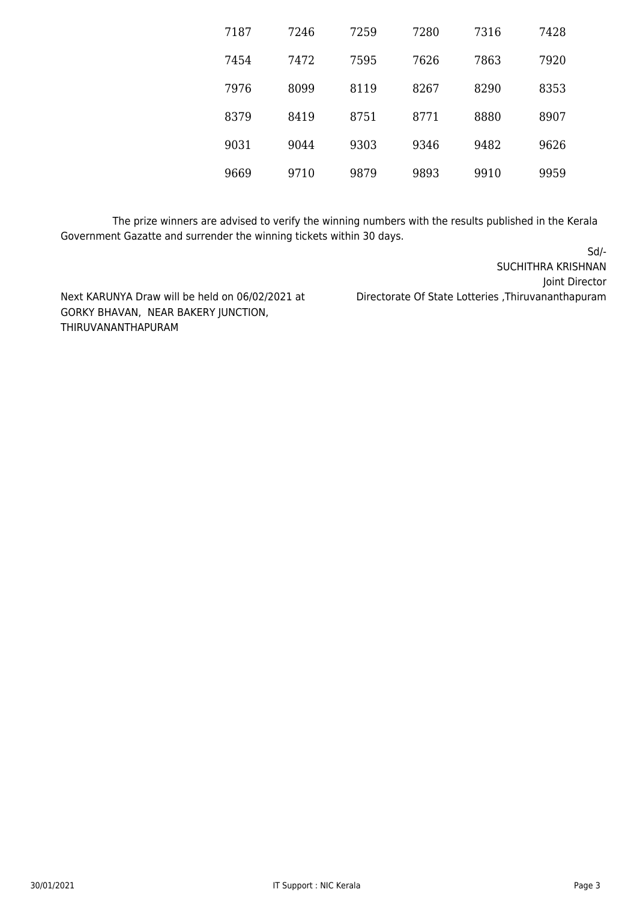| | | | | | |
|---|---|---|---|---|---|
| 7187 | 7246 | 7259 | 7280 | 7316 | 7428 |
| 7454 | 7472 | 7595 | 7626 | 7863 | 7920 |
| 7976 | 8099 | 8119 | 8267 | 8290 | 8353 |
| 8379 | 8419 | 8751 | 8771 | 8880 | 8907 |
| 9031 | 9044 | 9303 | 9346 | 9482 | 9626 |
| 9669 | 9710 | 9879 | 9893 | 9910 | 9959 |

The prize winners are advised to verify the winning numbers with the results published in the Kerala Government Gazatte and surrender the winning tickets within 30 days.

Sd/-
SUCHITHRA KRISHNAN
Joint Director
Directorate Of State Lotteries ,Thiruvananthapuram

Next KARUNYA Draw will be held on 06/02/2021 at GORKY BHAVAN, NEAR BAKERY JUNCTION, THIRUVANANTHAPURAM